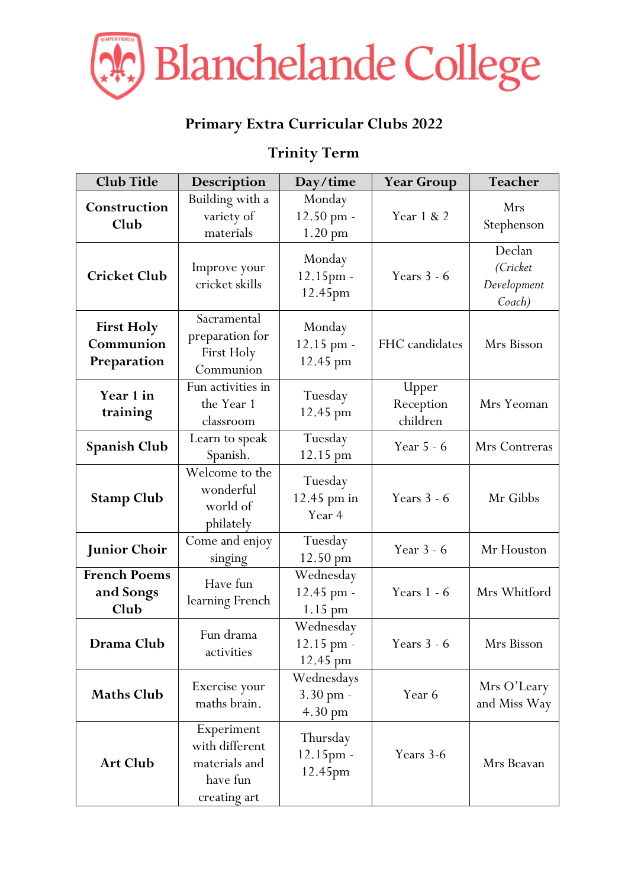# Blanchelande College

## Primary Extra Curricular Clubs 2022

## Trinity Term

| Club Title | Description | Day/time | Year Group | Teacher |
|---|---|---|---|---|
| **Construction Club** | Building with a variety of materials | Monday 12.50 pm - 1.20 pm | Year 1 & 2 | Mrs Stephenson |
| **Cricket Club** | Improve your cricket skills | Monday 12.15pm - 12.45pm | Years 3 - 6 | Declan *(Cricket Development Coach)* |
| **First Holy Communion Preparation** | Sacramental preparation for First Holy Communion | Monday 12.15 pm - 12.45 pm | FHC candidates | Mrs Bisson |
| **Year 1 in training** | Fun activities in the Year 1 classroom | Tuesday 12.45 pm | Upper Reception children | Mrs Yeoman |
| **Spanish Club** | Learn to speak Spanish. | Tuesday 12.15 pm | Year 5 - 6 | Mrs Contreras |
| **Stamp Club** | Welcome to the wonderful world of philately | Tuesday 12.45 pm in Year 4 | Years 3 - 6 | Mr Gibbs |
| **Junior Choir** | Come and enjoy singing | Tuesday 12.50 pm | Year 3 - 6 | Mr Houston |
| **French Poems and Songs Club** | Have fun learning French | Wednesday 12.45 pm - 1.15 pm | Years 1 - 6 | Mrs Whitford |
| **Drama Club** | Fun drama activities | Wednesday 12.15 pm - 12.45 pm | Years 3 - 6 | Mrs Bisson |
| **Maths Club** | Exercise your maths brain. | Wednesdays 3.30 pm - 4.30 pm | Year 6 | Mrs O'Leary and Miss Way |
| **Art Club** | Experiment with different materials and have fun creating art | Thursday 12.15pm - 12.45pm | Years 3-6 | Mrs Beavan |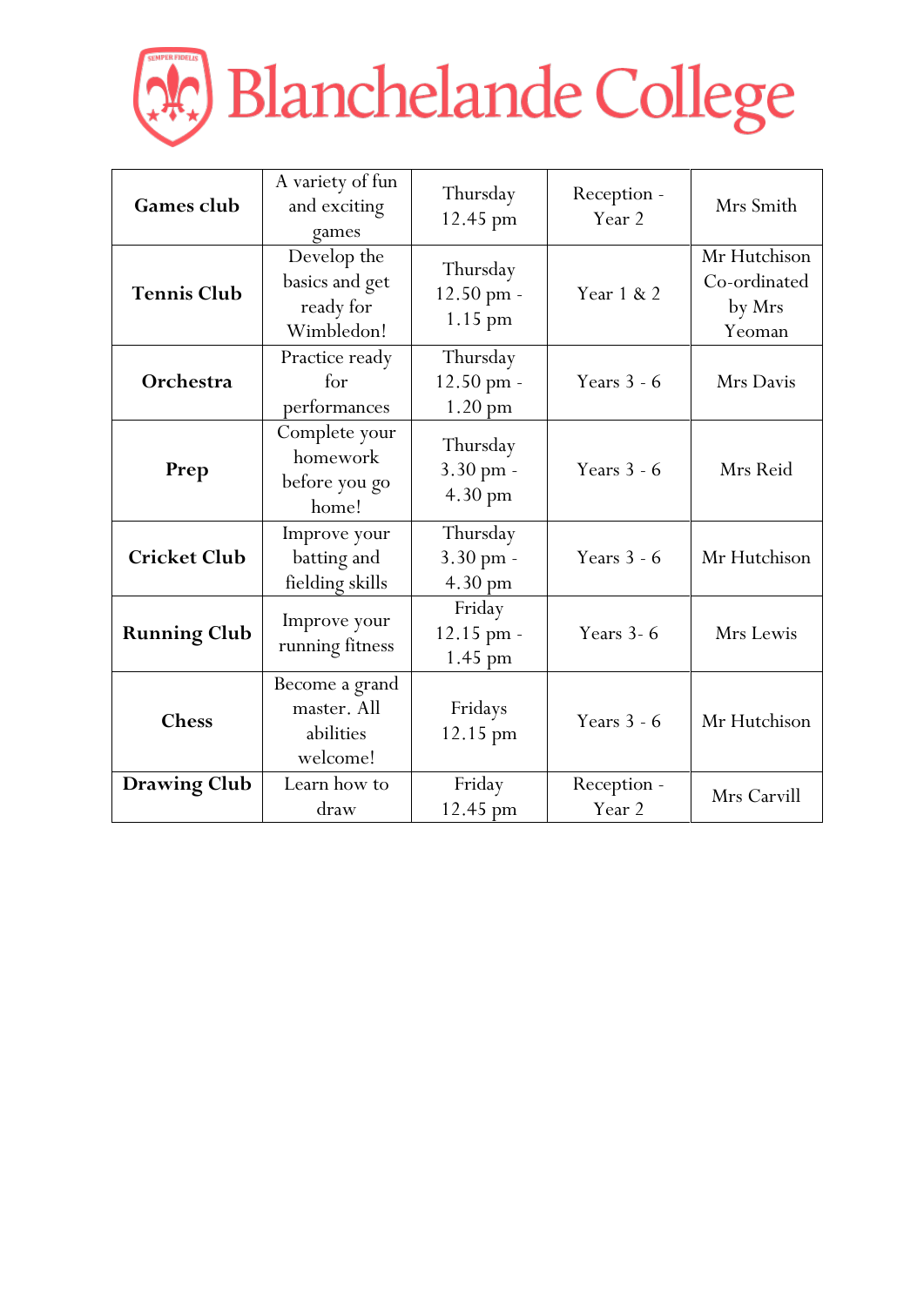# Blanchelande College

| | | | | |
|---|---|---|---|---|
| **Games club** | A variety of fun and exciting games | Thursday 12.45 pm | Reception - Year 2 | Mrs Smith |
| **Tennis Club** | Develop the basics and get ready for Wimbledon! | Thursday 12.50 pm - 1.15 pm | Year 1 & 2 | Mr Hutchison Co-ordinated by Mrs Yeoman |
| **Orchestra** | Practice ready for performances | Thursday 12.50 pm - 1.20 pm | Years 3 - 6 | Mrs Davis |
| **Prep** | Complete your homework before you go home! | Thursday 3.30 pm - 4.30 pm | Years 3 - 6 | Mrs Reid |
| **Cricket Club** | Improve your batting and fielding skills | Thursday 3.30 pm - 4.30 pm | Years 3 - 6 | Mr Hutchison |
| **Running Club** | Improve your running fitness | Friday 12.15 pm - 1.45 pm | Years 3- 6 | Mrs Lewis |
| **Chess** | Become a grand master. All abilities welcome! | Fridays 12.15 pm | Years 3 - 6 | Mr Hutchison |
| **Drawing Club** | Learn how to draw | Friday 12.45 pm | Reception - Year 2 | Mrs Carvill |